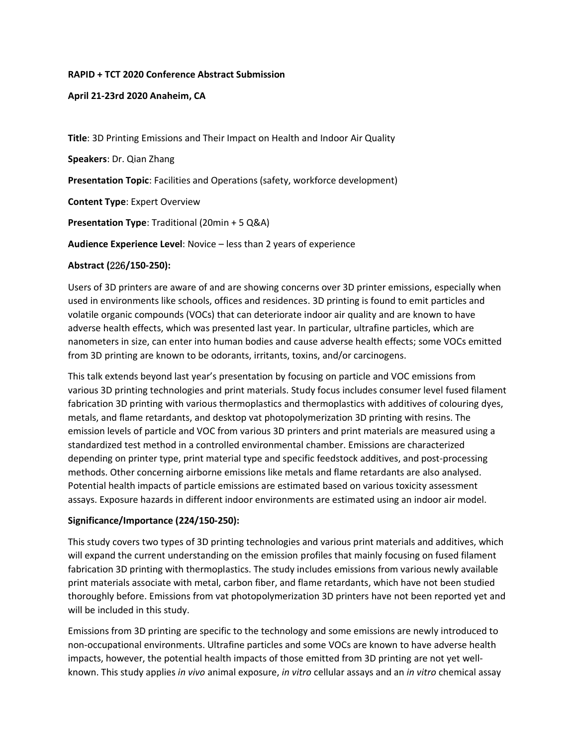**RAPID + TCT 2020 Conference Abstract Submission**

**April 21-23rd 2020 Anaheim, CA**

**Title**: 3D Printing Emissions and Their Impact on Health and Indoor Air Quality

**Speakers**: Dr. Qian Zhang

**Presentation Topic**: Facilities and Operations (safety, workforce development)

**Content Type**: Expert Overview

**Presentation Type**: Traditional (20min + 5 Q&A)

**Audience Experience Level**: Novice – less than 2 years of experience

**Abstract (226/150-250):**

Users of 3D printers are aware of and are showing concerns over 3D printer emissions, especially when used in environments like schools, offices and residences. 3D printing is found to emit particles and volatile organic compounds (VOCs) that can deteriorate indoor air quality and are known to have adverse health effects, which was presented last year. In particular, ultrafine particles, which are nanometers in size, can enter into human bodies and cause adverse health effects; some VOCs emitted from 3D printing are known to be odorants, irritants, toxins, and/or carcinogens.

This talk extends beyond last year's presentation by focusing on particle and VOC emissions from various 3D printing technologies and print materials. Study focus includes consumer level fused filament fabrication 3D printing with various thermoplastics and thermoplastics with additives of colouring dyes, metals, and flame retardants, and desktop vat photopolymerization 3D printing with resins. The emission levels of particle and VOC from various 3D printers and print materials are measured using a standardized test method in a controlled environmental chamber. Emissions are characterized depending on printer type, print material type and specific feedstock additives, and post-processing methods. Other concerning airborne emissions like metals and flame retardants are also analysed. Potential health impacts of particle emissions are estimated based on various toxicity assessment assays. Exposure hazards in different indoor environments are estimated using an indoor air model.

**Significance/Importance (224/150-250):**

This study covers two types of 3D printing technologies and various print materials and additives, which will expand the current understanding on the emission profiles that mainly focusing on fused filament fabrication 3D printing with thermoplastics. The study includes emissions from various newly available print materials associate with metal, carbon fiber, and flame retardants, which have not been studied thoroughly before. Emissions from vat photopolymerization 3D printers have not been reported yet and will be included in this study.

Emissions from 3D printing are specific to the technology and some emissions are newly introduced to non-occupational environments. Ultrafine particles and some VOCs are known to have adverse health impacts, however, the potential health impacts of those emitted from 3D printing are not yet well-known. This study applies *in vivo* animal exposure, *in vitro* cellular assays and an *in vitro* chemical assay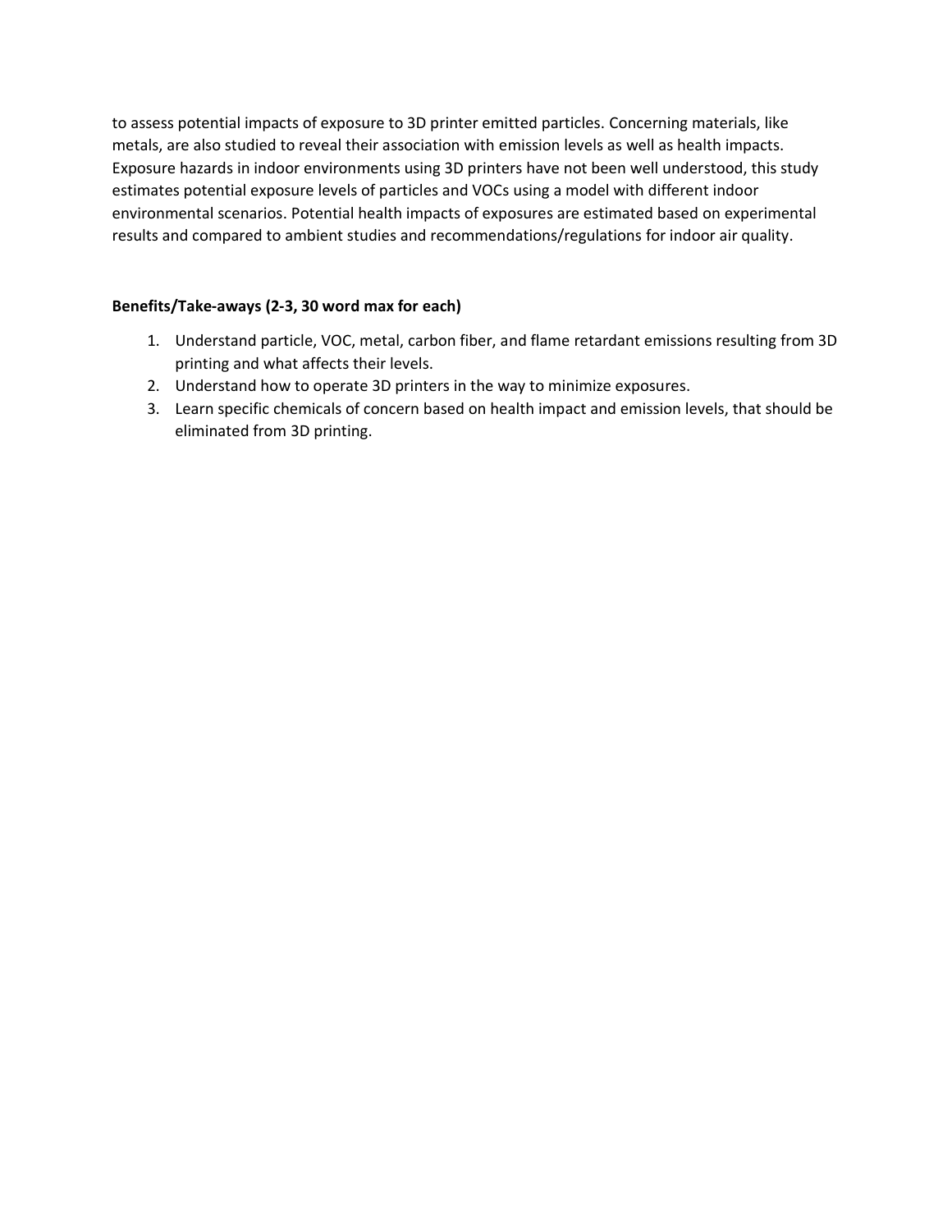to assess potential impacts of exposure to 3D printer emitted particles. Concerning materials, like metals, are also studied to reveal their association with emission levels as well as health impacts. Exposure hazards in indoor environments using 3D printers have not been well understood, this study estimates potential exposure levels of particles and VOCs using a model with different indoor environmental scenarios. Potential health impacts of exposures are estimated based on experimental results and compared to ambient studies and recommendations/regulations for indoor air quality.

**Benefits/Take-aways (2-3, 30 word max for each)**

1. Understand particle, VOC, metal, carbon fiber, and flame retardant emissions resulting from 3D printing and what affects their levels.
2. Understand how to operate 3D printers in the way to minimize exposures.
3. Learn specific chemicals of concern based on health impact and emission levels, that should be eliminated from 3D printing.